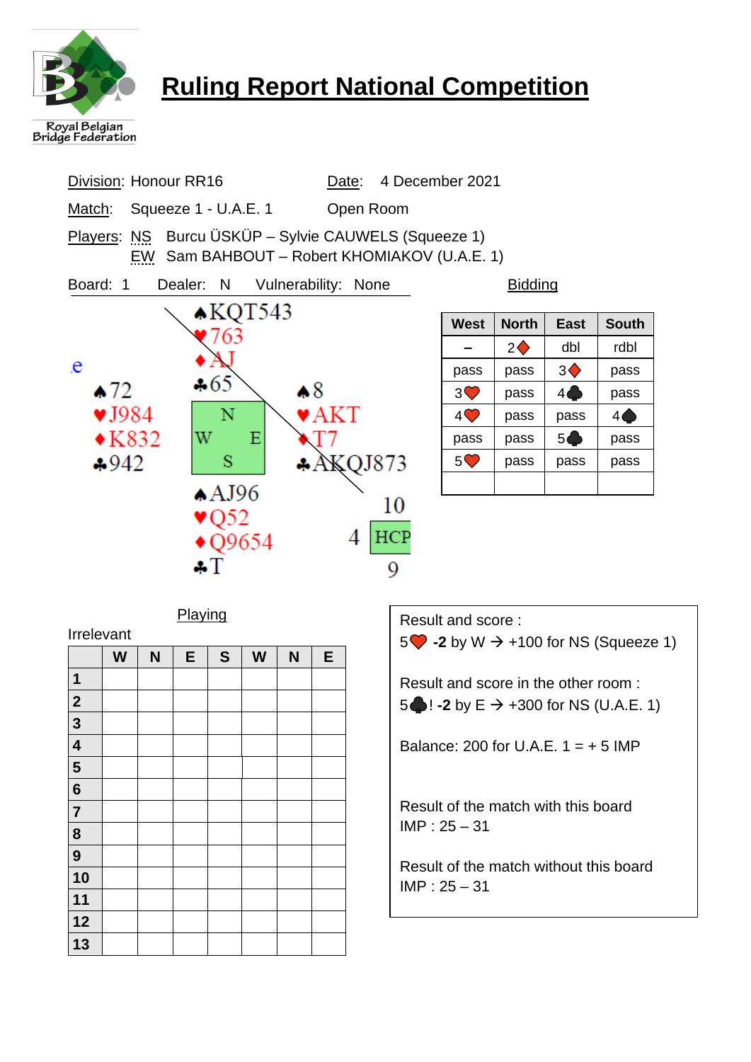# Ruling Report National Competition

Royal Belgian Bridge Federation

Division: Honour RR16 Date: 4 December 2021

Match: Squeeze 1 - U.A.E. 1 Open Room

Players: NS Burcu ÜSKÜP – Sylvie CAUWELS (Squeeze 1)

EW Sam BAHBOUT – Robert KHOMIAKOV (U.A.E. 1)

Board: 1 Dealer: N Vulnerability: None

**North**
♠KQT543
♥763
♦AJ
♣65

**West**
♠72
♥J984
♦K832
♣942

**East**
♠8
♥AKT
♦T7
♣AKQJ873

**South**
♠AJ96
♥Q52
♦Q9654
♣T

HCP: N 10, W 4, E 17, S 9

**Bidding**

| West | North | East | South |
|---|---|---|---|
| – | 2♦ | dbl | rdbl |
| pass | pass | 3♦ | pass |
| 3♥ | pass | 4♣ | pass |
| 4♥ | pass | pass | 4♠ |
| pass | pass | 5♣ | pass |
| 5♥ | pass | pass | pass |
| | | | |

**Playing**

Irrelevant

| | W | N | E | S | W | N | E |
|---|---|---|---|---|---|---|---|
| 1 | | | | | | | |
| 2 | | | | | | | |
| 3 | | | | | | | |
| 4 | | | | | | | |
| 5 | | | | | | | |
| 6 | | | | | | | |
| 7 | | | | | | | |
| 8 | | | | | | | |
| 9 | | | | | | | |
| 10 | | | | | | | |
| 11 | | | | | | | |
| 12 | | | | | | | |
| 13 | | | | | | | |

Result and score :
5♥ **-2** by W → +100 for NS (Squeeze 1)

Result and score in the other room :
5♣! **-2** by E → +300 for NS (U.A.E. 1)

Balance: 200 for U.A.E. 1 = + 5 IMP

Result of the match with this board
IMP : 25 – 31

Result of the match without this board
IMP : 25 – 31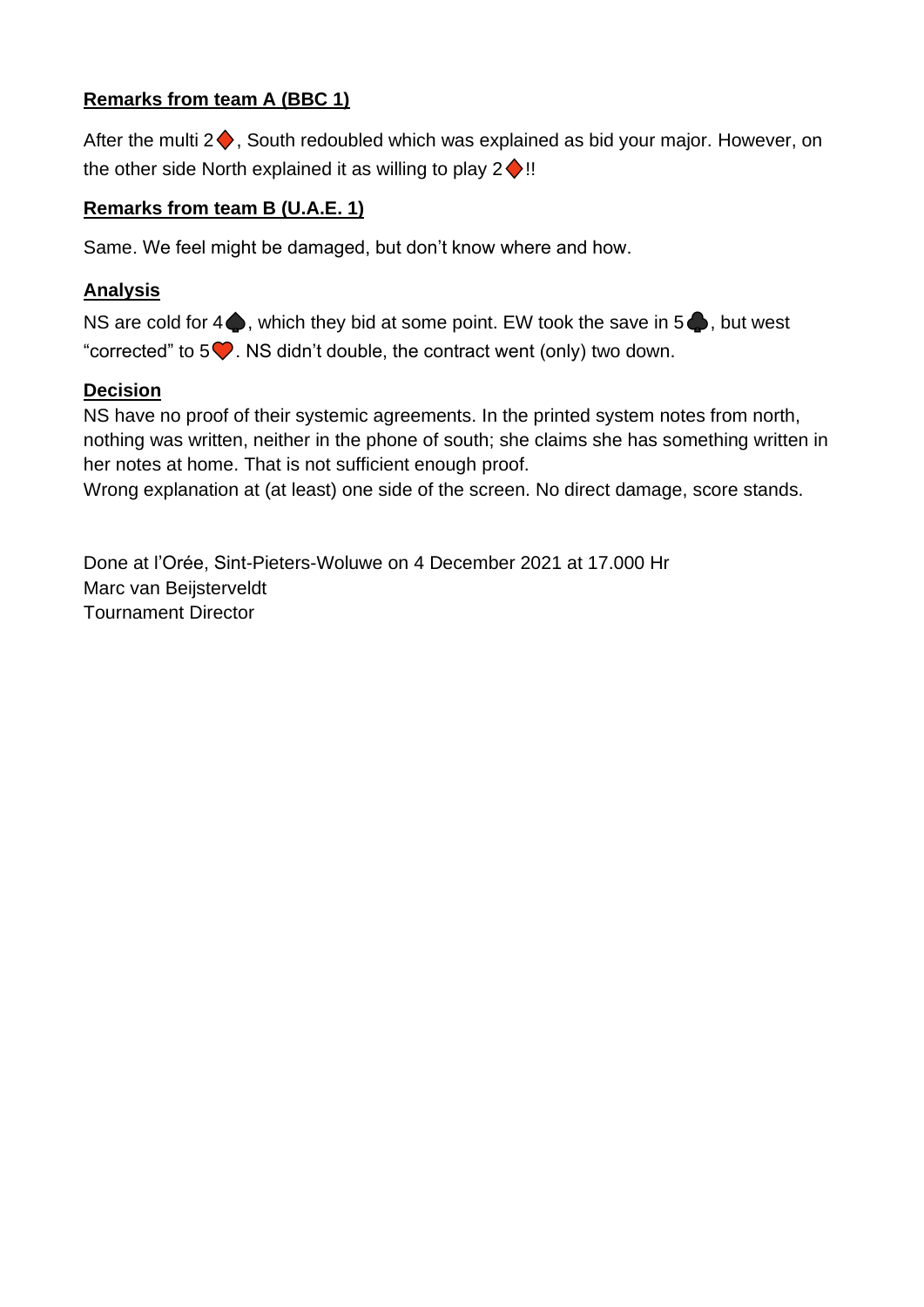**Remarks from team A (BBC 1)**

After the multi 2♦, South redoubled which was explained as bid your major. However, on the other side North explained it as willing to play 2♦!!

**Remarks from team B (U.A.E. 1)**

Same. We feel might be damaged, but don't know where and how.

**Analysis**

NS are cold for 4♠, which they bid at some point. EW took the save in 5♣, but west "corrected" to 5♥. NS didn't double, the contract went (only) two down.

**Decision**

NS have no proof of their systemic agreements. In the printed system notes from north, nothing was written, neither in the phone of south; she claims she has something written in her notes at home. That is not sufficient enough proof.
Wrong explanation at (at least) one side of the screen. No direct damage, score stands.

Done at l'Orée, Sint-Pieters-Woluwe on 4 December 2021 at 17.000 Hr
Marc van Beijsterveldt
Tournament Director